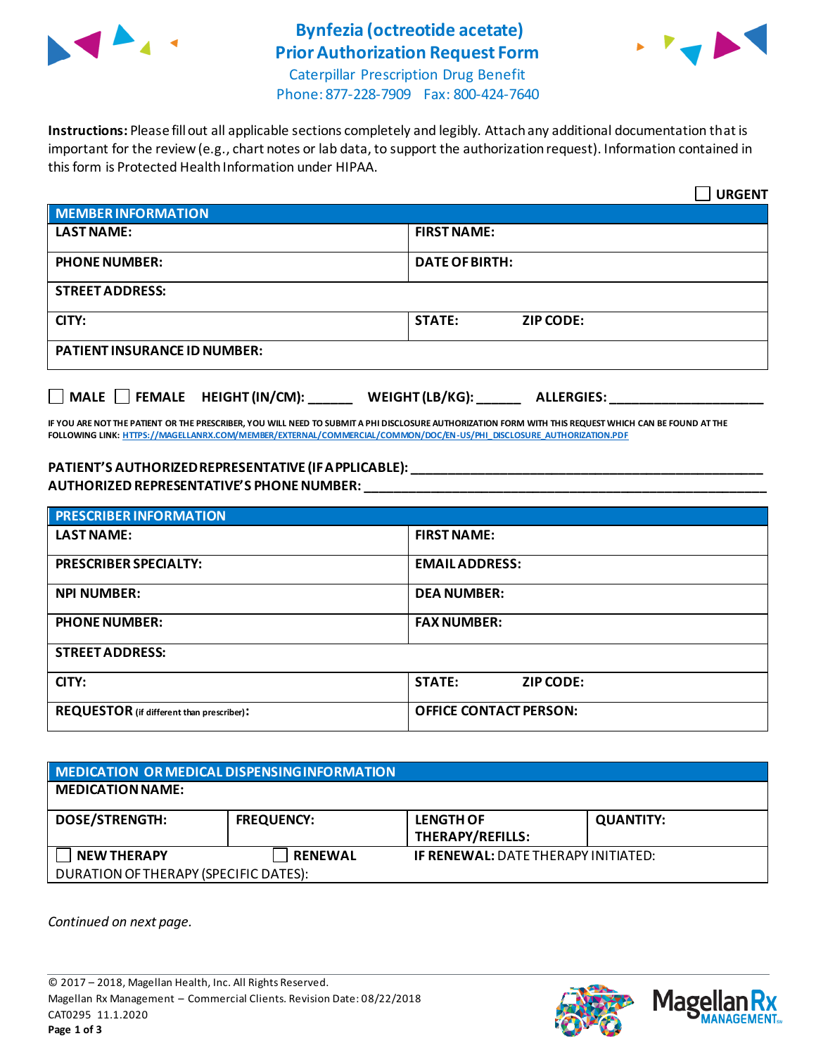# Bynfezia (octreotide acetate)
# Prior Authorization Request Form

Caterpillar Prescription Drug Benefit
Phone: 877-228-7909 Fax: 800-424-7640

**Instructions:** Please fill out all applicable sections completely and legibly. Attach any additional documentation that is important for the review (e.g., chart notes or lab data, to support the authorization request). Information contained in this form is Protected Health Information under HIPAA.

☐ **URGENT**

| MEMBER INFORMATION | | |
|---|---|---|
| **LAST NAME:** | **FIRST NAME:** | |
| **PHONE NUMBER:** | **DATE OF BIRTH:** | |
| **STREET ADDRESS:** | | |
| **CITY:** | **STATE:** | **ZIP CODE:** |
| **PATIENT INSURANCE ID NUMBER:** | | |

☐ **MALE** ☐ **FEMALE** **HEIGHT (IN/CM):** ______ **WEIGHT (LB/KG):** ______ **ALLERGIES:** ____________________

**IF YOU ARE NOT THE PATIENT OR THE PRESCRIBER, YOU WILL NEED TO SUBMIT A PHI DISCLOSURE AUTHORIZATION FORM WITH THIS REQUEST WHICH CAN BE FOUND AT THE FOLLOWING LINK:** HTTPS://MAGELLANRX.COM/MEMBER/EXTERNAL/COMMERCIAL/COMMON/DOC/EN-US/PHI_DISCLOSURE_AUTHORIZATION.PDF

**PATIENT'S AUTHORIZED REPRESENTATIVE (IF APPLICABLE):** ____________________________________________
**AUTHORIZED REPRESENTATIVE'S PHONE NUMBER:** ____________________________________________

| PRESCRIBER INFORMATION | | |
|---|---|---|
| **LAST NAME:** | **FIRST NAME:** | |
| **PRESCRIBER SPECIALTY:** | **EMAIL ADDRESS:** | |
| **NPI NUMBER:** | **DEA NUMBER:** | |
| **PHONE NUMBER:** | **FAX NUMBER:** | |
| **STREET ADDRESS:** | | |
| **CITY:** | **STATE:** | **ZIP CODE:** |
| **REQUESTOR** (if different than prescriber)**:** | **OFFICE CONTACT PERSON:** | |

| MEDICATION OR MEDICAL DISPENSING INFORMATION | | | |
|---|---|---|---|
| **MEDICATION NAME:** | | | |
| **DOSE/STRENGTH:** | **FREQUENCY:** | **LENGTH OF THERAPY/REFILLS:** | **QUANTITY:** |
| ☐ **NEW THERAPY** | ☐ **RENEWAL** | **IF RENEWAL:** DATE THERAPY INITIATED: | |
| DURATION OF THERAPY (SPECIFIC DATES): | | | |

*Continued on next page.*

© 2017 – 2018, Magellan Health, Inc. All Rights Reserved.
Magellan Rx Management – Commercial Clients. Revision Date: 08/22/2018
CAT0295 11.1.2020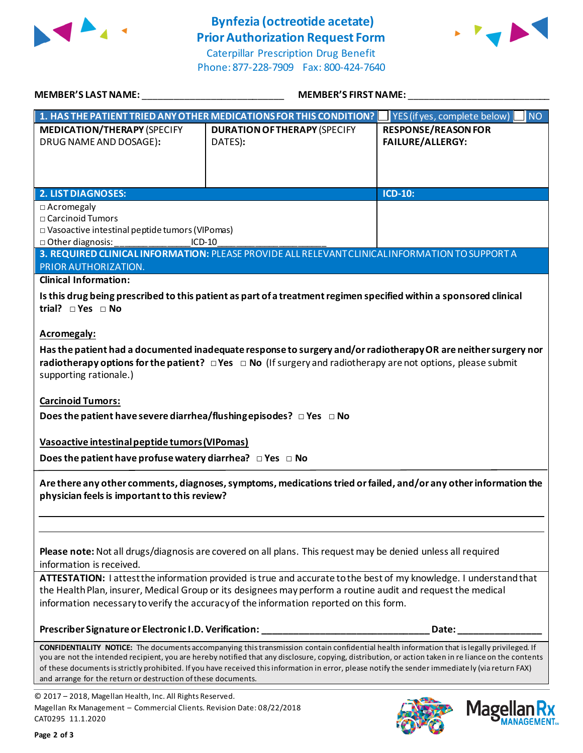# Byfenzia (octreotide acetate) Prior Authorization Request Form

Caterpillar Prescription Drug Benefit
Phone: 877-228-7909 Fax: 800-424-7640

**MEMBER'S LAST NAME:** ___________________________ **MEMBER'S FIRST NAME:** ___________________________

| **1. HAS THE PATIENT TRIED ANY OTHER MEDICATIONS FOR THIS CONDITION?** | ☐ YES (if yes, complete below) | ☐ NO |
|---|---|---|
| **MEDICATION/THERAPY** (SPECIFY DRUG NAME AND DOSAGE): | **DURATION OF THERAPY** (SPECIFY DATES): | **RESPONSE/REASON FOR FAILURE/ALLERGY:** |
| | | |

| **2. LIST DIAGNOSES:** | **ICD-10:** |
|---|---|
| □ Acromegaly<br>□ Carcinoid Tumors<br>□ Vasoactive intestinal peptide tumors (VIPomas)<br>□ Other diagnosis: ________________ICD-10_____________________ | |

**3. REQUIRED CLINICAL INFORMATION:** PLEASE PROVIDE ALL RELEVANT CLINICAL INFORMATION TO SUPPORT A PRIOR AUTHORIZATION.

**Clinical Information:**

**Is this drug being prescribed to this patient as part of a treatment regimen specified within a sponsored clinical trial?** □ **Yes** □ **No**

**Acromegaly:**

**Has the patient had a documented inadequate response to surgery and/or radiotherapy OR are neither surgery nor radiotherapy options for the patient?** □ **Yes** □ **No** (If surgery and radiotherapy are not options, please submit supporting rationale.)

**Carcinoid Tumors:**

**Does the patient have severe diarrhea/flushing episodes?** □ **Yes** □ **No**

**Vasoactive intestinal peptide tumors (VIPomas)**

**Does the patient have profuse watery diarrhea?** □ **Yes** □ **No**

**Are there any other comments, diagnoses, symptoms, medications tried or failed, and/or any other information the physician feels is important to this review?**

___________________________________________________________________________

___________________________________________________________________________

**Please note:** Not all drugs/diagnosis are covered on all plans. This request may be denied unless all required information is received.

**ATTESTATION:** I attest the information provided is true and accurate to the best of my knowledge. I understand that the Health Plan, insurer, Medical Group or its designees may perform a routine audit and request the medical information necessary to verify the accuracy of the information reported on this form.

**Prescriber Signature or Electronic I.D. Verification:** _________________________________ **Date:** ________________

**CONFIDENTIALITY NOTICE:** The documents accompanying this transmission contain confidential health information that is legally privileged. If you are not the intended recipient, you are hereby notified that any disclosure, copying, distribution, or action taken in reliance on the contents of these documents is strictly prohibited. If you have received this information in error, please notify the sender immediately (via return FAX) and arrange for the return or destruction of these documents.

© 2017 – 2018, Magellan Health, Inc. All Rights Reserved.
Magellan Rx Management – Commercial Clients. Revision Date: 08/22/2018
CAT0295 11.1.2020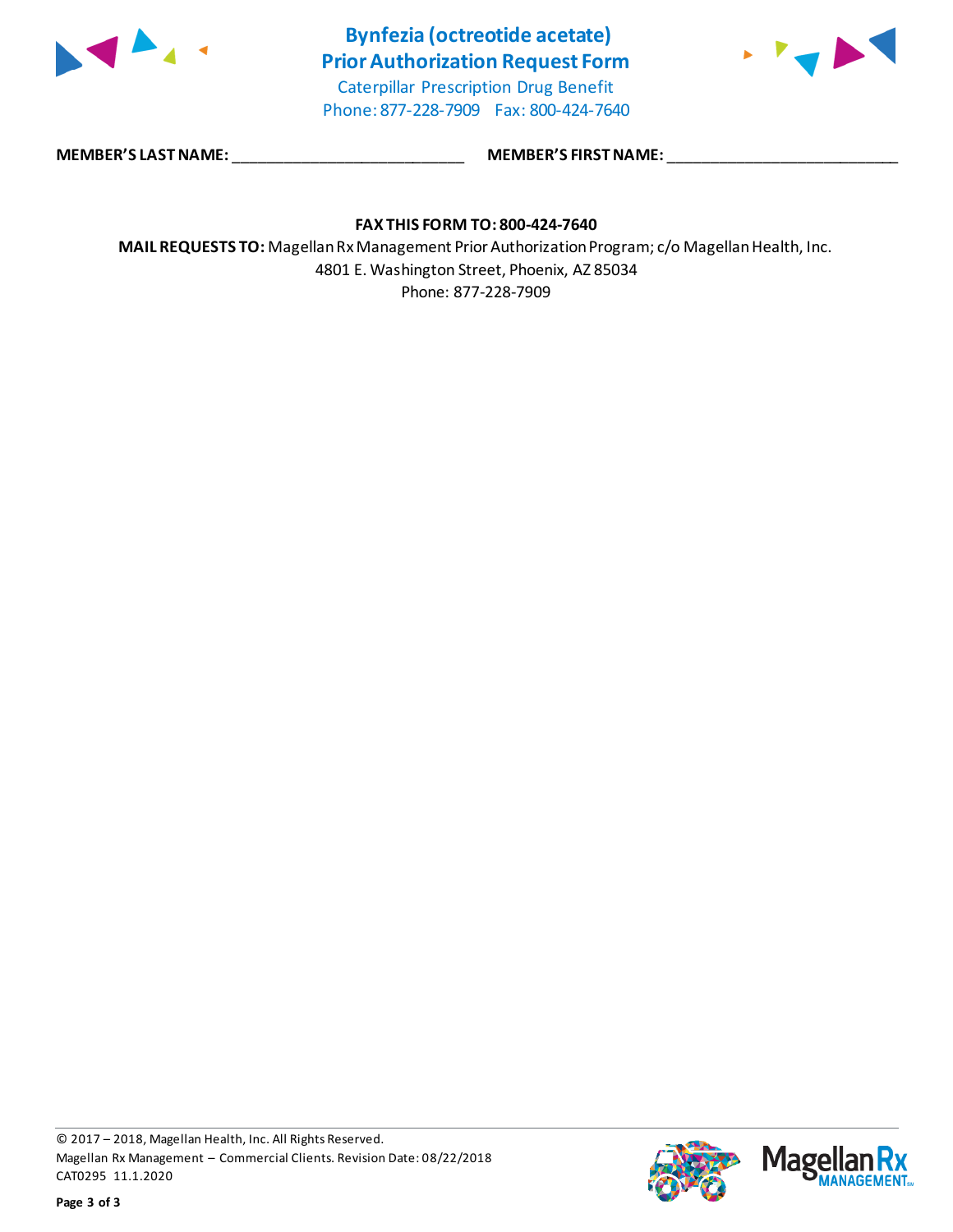**MEMBER'S LAST NAME:** ___________________________ **MEMBER'S FIRST NAME:** ___________________________

**FAX THIS FORM TO: 800-424-7640**

**MAIL REQUESTS TO:** Magellan Rx Management Prior Authorization Program; c/o Magellan Health, Inc.
4801 E. Washington Street, Phoenix, AZ 85034
Phone: 877-228-7909

© 2017 – 2018, Magellan Health, Inc. All Rights Reserved.
Magellan Rx Management – Commercial Clients. Revision Date: 08/22/2018
CAT0295 11.1.2020